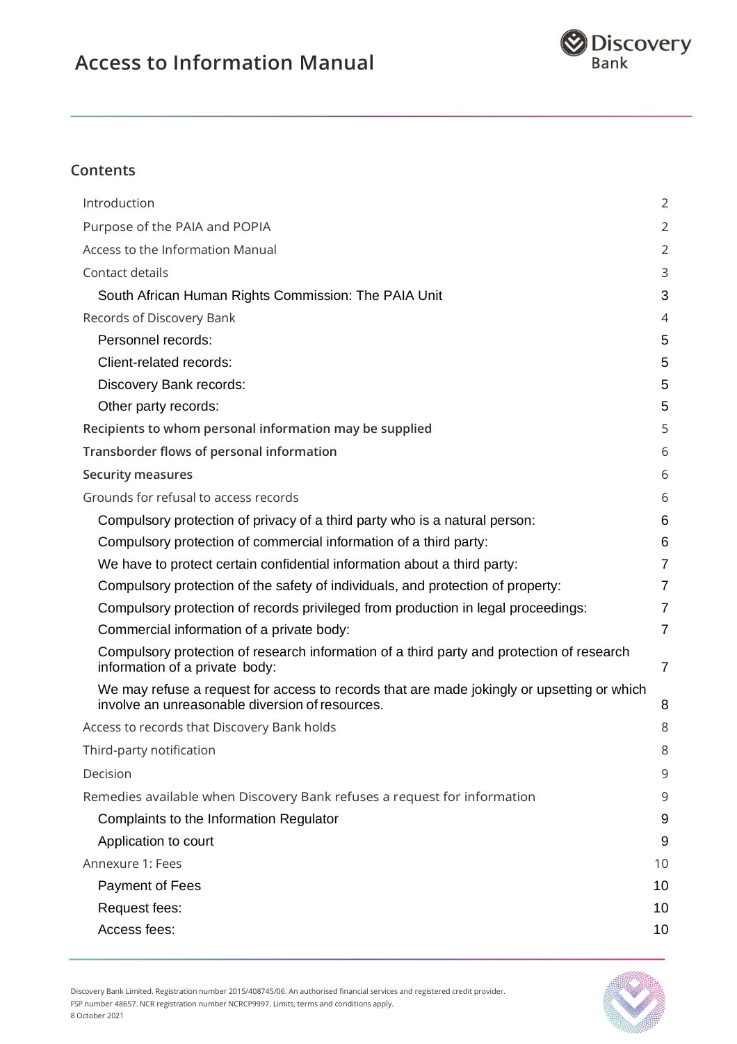# Access to Information Manual

## Contents

| | |
|---|---|
| Introduction | 2 |
| Purpose of the PAIA and POPIA | 2 |
| Access to the Information Manual | 2 |
| Contact details | 3 |
| South African Human Rights Commission: The PAIA Unit | 3 |
| Records of Discovery Bank | 4 |
| Personnel records: | 5 |
| Client-related records: | 5 |
| Discovery Bank records: | 5 |
| Other party records: | 5 |
| **Recipients to whom personal information may be supplied** | 5 |
| **Transborder flows of personal information** | 6 |
| **Security measures** | 6 |
| Grounds for refusal to access records | 6 |
| Compulsory protection of privacy of a third party who is a natural person: | 6 |
| Compulsory protection of commercial information of a third party: | 6 |
| We have to protect certain confidential information about a third party: | 7 |
| Compulsory protection of the safety of individuals, and protection of property: | 7 |
| Compulsory protection of records privileged from production in legal proceedings: | 7 |
| Commercial information of a private body: | 7 |
| Compulsory protection of research information of a third party and protection of research information of a private body: | 7 |
| We may refuse a request for access to records that are made jokingly or upsetting or which involve an unreasonable diversion of resources. | 8 |
| Access to records that Discovery Bank holds | 8 |
| Third-party notification | 8 |
| Decision | 9 |
| Remedies available when Discovery Bank refuses a request for information | 9 |
| Complaints to the Information Regulator | 9 |
| Application to court | 9 |
| Annexure 1: Fees | 10 |
| Payment of Fees | 10 |
| Request fees: | 10 |
| Access fees: | 10 |

Discovery Bank Limited. Registration number 2015/408745/06. An authorised financial services and registered credit provider.
FSP number 48657. NCR registration number NCRCP9997. Limits, terms and conditions apply.
8 October 2021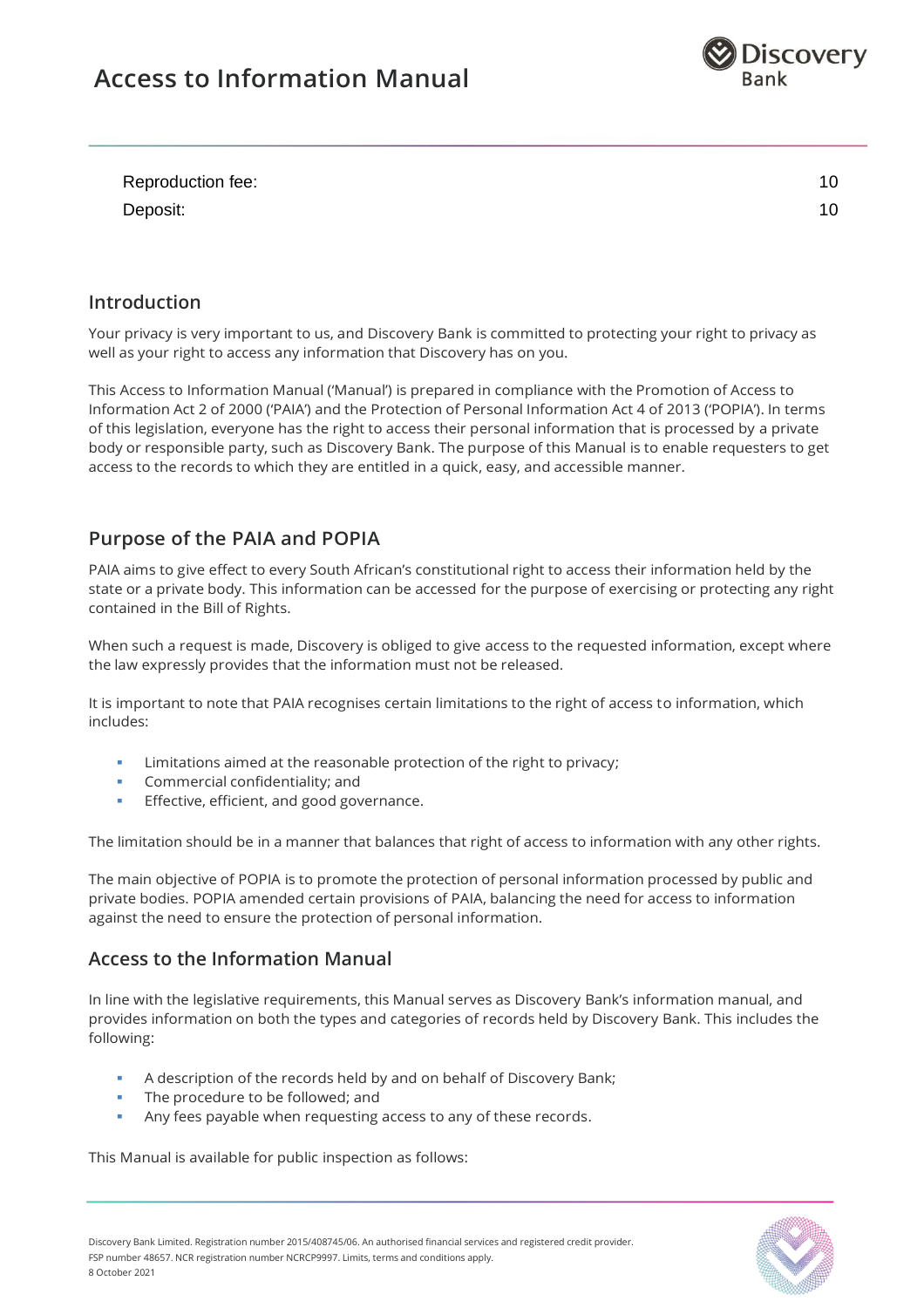| | |
|---|---|
| Reproduction fee: | 10 |
| Deposit: | 10 |

## Introduction

Your privacy is very important to us, and Discovery Bank is committed to protecting your right to privacy as well as your right to access any information that Discovery has on you.

This Access to Information Manual ('Manual') is prepared in compliance with the Promotion of Access to Information Act 2 of 2000 ('PAIA') and the Protection of Personal Information Act 4 of 2013 ('POPIA'). In terms of this legislation, everyone has the right to access their personal information that is processed by a private body or responsible party, such as Discovery Bank. The purpose of this Manual is to enable requesters to get access to the records to which they are entitled in a quick, easy, and accessible manner.

## Purpose of the PAIA and POPIA

PAIA aims to give effect to every South African's constitutional right to access their information held by the state or a private body. This information can be accessed for the purpose of exercising or protecting any right contained in the Bill of Rights.

When such a request is made, Discovery is obliged to give access to the requested information, except where the law expressly provides that the information must not be released.

It is important to note that PAIA recognises certain limitations to the right of access to information, which includes:

- Limitations aimed at the reasonable protection of the right to privacy;
- Commercial confidentiality; and
- Effective, efficient, and good governance.

The limitation should be in a manner that balances that right of access to information with any other rights.

The main objective of POPIA is to promote the protection of personal information processed by public and private bodies. POPIA amended certain provisions of PAIA, balancing the need for access to information against the need to ensure the protection of personal information.

## Access to the Information Manual

In line with the legislative requirements, this Manual serves as Discovery Bank's information manual, and provides information on both the types and categories of records held by Discovery Bank. This includes the following:

- A description of the records held by and on behalf of Discovery Bank;
- The procedure to be followed; and
- Any fees payable when requesting access to any of these records.

This Manual is available for public inspection as follows: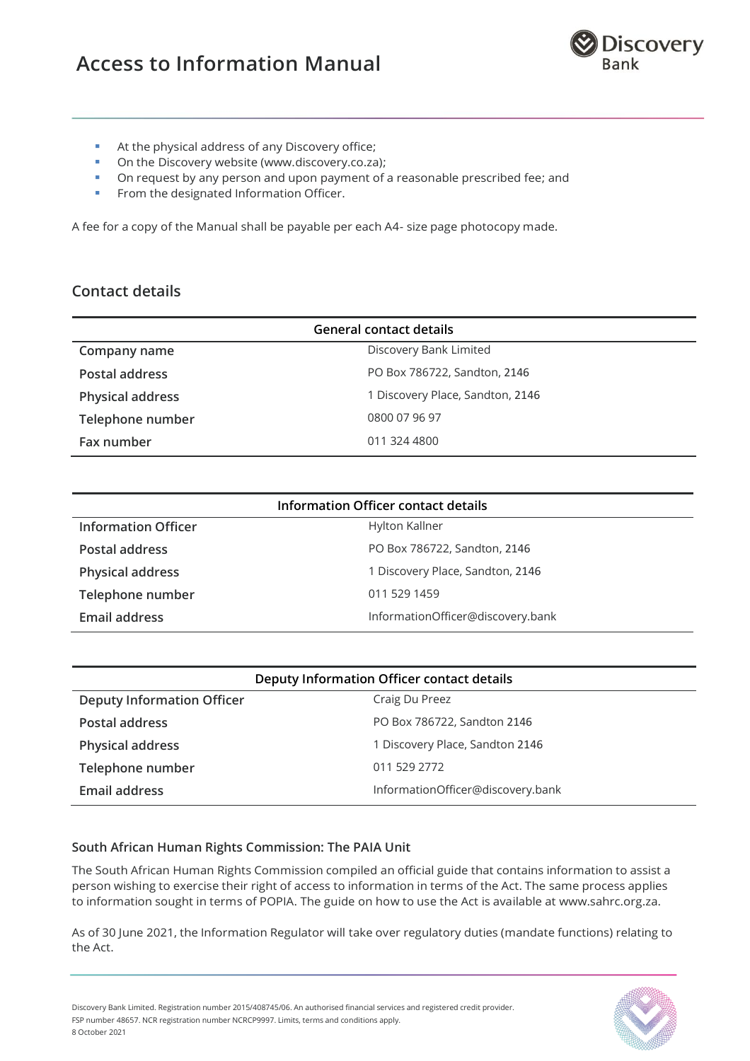- At the physical address of any Discovery office;
- On the Discovery website (www.discovery.co.za);
- On request by any person and upon payment of a reasonable prescribed fee; and
- From the designated Information Officer.

A fee for a copy of the Manual shall be payable per each A4- size page photocopy made.

## Contact details

| General contact details | |
|---|---|
| **Company name** | Discovery Bank Limited |
| **Postal address** | PO Box 786722, Sandton, 2146 |
| **Physical address** | 1 Discovery Place, Sandton, 2146 |
| **Telephone number** | 0800 07 96 97 |
| **Fax number** | 011 324 4800 |

| Information Officer contact details | |
|---|---|
| **Information Officer** | Hylton Kallner |
| **Postal address** | PO Box 786722, Sandton, 2146 |
| **Physical address** | 1 Discovery Place, Sandton, 2146 |
| **Telephone number** | 011 529 1459 |
| **Email address** | InformationOfficer@discovery.bank |

| Deputy Information Officer contact details | |
|---|---|
| **Deputy Information Officer** | Craig Du Preez |
| **Postal address** | PO Box 786722, Sandton 2146 |
| **Physical address** | 1 Discovery Place, Sandton 2146 |
| **Telephone number** | 011 529 2772 |
| **Email address** | InformationOfficer@discovery.bank |

### South African Human Rights Commission: The PAIA Unit

The South African Human Rights Commission compiled an official guide that contains information to assist a person wishing to exercise their right of access to information in terms of the Act. The same process applies to information sought in terms of POPIA. The guide on how to use the Act is available at www.sahrc.org.za.

As of 30 June 2021, the Information Regulator will take over regulatory duties (mandate functions) relating to the Act.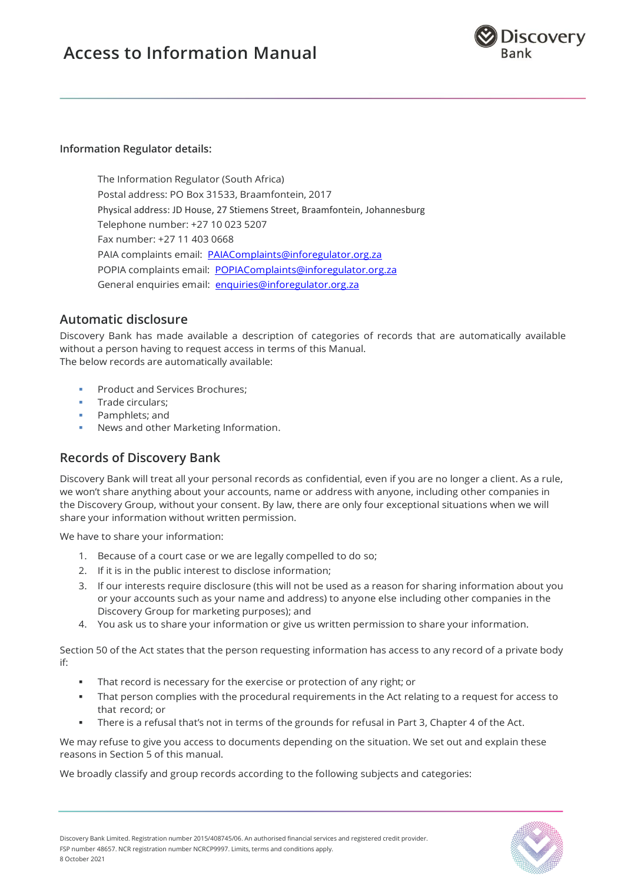**Information Regulator details:**

The Information Regulator (South Africa)
Postal address: PO Box 31533, Braamfontein, 2017
Physical address: JD House, 27 Stiemens Street, Braamfontein, Johannesburg
Telephone number: +27 10 023 5207
Fax number: +27 11 403 0668
PAIA complaints email: PAIAComplaints@inforegulator.org.za
POPIA complaints email: POPIAComplaints@inforegulator.org.za
General enquiries email: enquiries@inforegulator.org.za

## Automatic disclosure

Discovery Bank has made available a description of categories of records that are automatically available without a person having to request access in terms of this Manual.
The below records are automatically available:

- Product and Services Brochures;
- Trade circulars;
- Pamphlets; and
- News and other Marketing Information.

## Records of Discovery Bank

Discovery Bank will treat all your personal records as confidential, even if you are no longer a client. As a rule, we won't share anything about your accounts, name or address with anyone, including other companies in the Discovery Group, without your consent. By law, there are only four exceptional situations when we will share your information without written permission.

We have to share your information:

1. Because of a court case or we are legally compelled to do so;
2. If it is in the public interest to disclose information;
3. If our interests require disclosure (this will not be used as a reason for sharing information about you or your accounts such as your name and address) to anyone else including other companies in the Discovery Group for marketing purposes); and
4. You ask us to share your information or give us written permission to share your information.

Section 50 of the Act states that the person requesting information has access to any record of a private body if:

- That record is necessary for the exercise or protection of any right; or
- That person complies with the procedural requirements in the Act relating to a request for access to that record; or
- There is a refusal that's not in terms of the grounds for refusal in Part 3, Chapter 4 of the Act.

We may refuse to give you access to documents depending on the situation. We set out and explain these reasons in Section 5 of this manual.

We broadly classify and group records according to the following subjects and categories: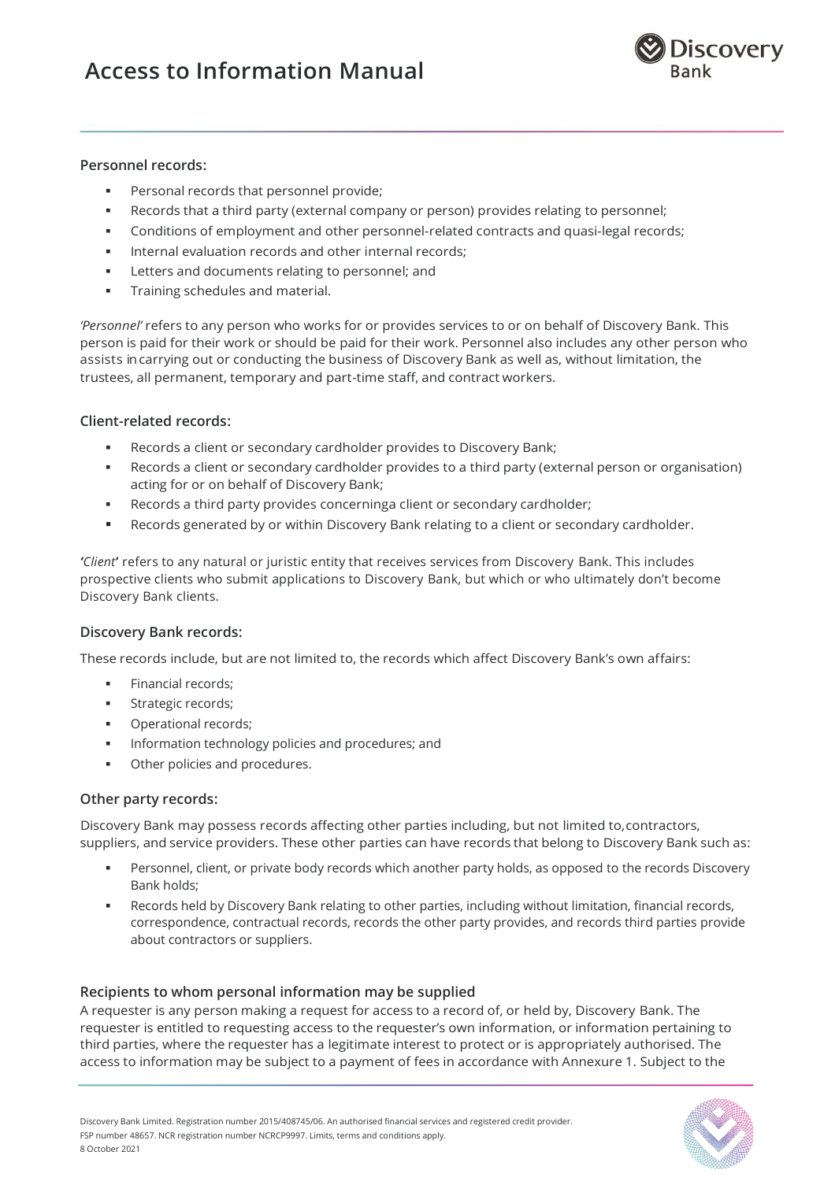### Personnel records:

- Personal records that personnel provide;
- Records that a third party (external company or person) provides relating to personnel;
- Conditions of employment and other personnel-related contracts and quasi-legal records;
- Internal evaluation records and other internal records;
- Letters and documents relating to personnel; and
- Training schedules and material.

*'Personnel'* refers to any person who works for or provides services to or on behalf of Discovery Bank. This person is paid for their work or should be paid for their work. Personnel also includes any other person who assists in carrying out or conducting the business of Discovery Bank as well as, without limitation, the trustees, all permanent, temporary and part-time staff, and contract workers.

### Client-related records:

- Records a client or secondary cardholder provides to Discovery Bank;
- Records a client or secondary cardholder provides to a third party (external person or organisation) acting for or on behalf of Discovery Bank;
- Records a third party provides concerning a client or secondary cardholder;
- Records generated by or within Discovery Bank relating to a client or secondary cardholder.

**'***Client***'** refers to any natural or juristic entity that receives services from Discovery Bank. This includes prospective clients who submit applications to Discovery Bank, but which or who ultimately don't become Discovery Bank clients.

### Discovery Bank records:

These records include, but are not limited to, the records which affect Discovery Bank's own affairs:

- Financial records;
- Strategic records;
- Operational records;
- Information technology policies and procedures; and
- Other policies and procedures.

### Other party records:

Discovery Bank may possess records affecting other parties including, but not limited to, contractors, suppliers, and service providers. These other parties can have records that belong to Discovery Bank such as:

- Personnel, client, or private body records which another party holds, as opposed to the records Discovery Bank holds;
- Records held by Discovery Bank relating to other parties, including without limitation, financial records, correspondence, contractual records, records the other party provides, and records third parties provide about contractors or suppliers.

### Recipients to whom personal information may be supplied

A requester is any person making a request for access to a record of, or held by, Discovery Bank. The requester is entitled to requesting access to the requester's own information, or information pertaining to third parties, where the requester has a legitimate interest to protect or is appropriately authorised. The access to information may be subject to a payment of fees in accordance with Annexure 1. Subject to the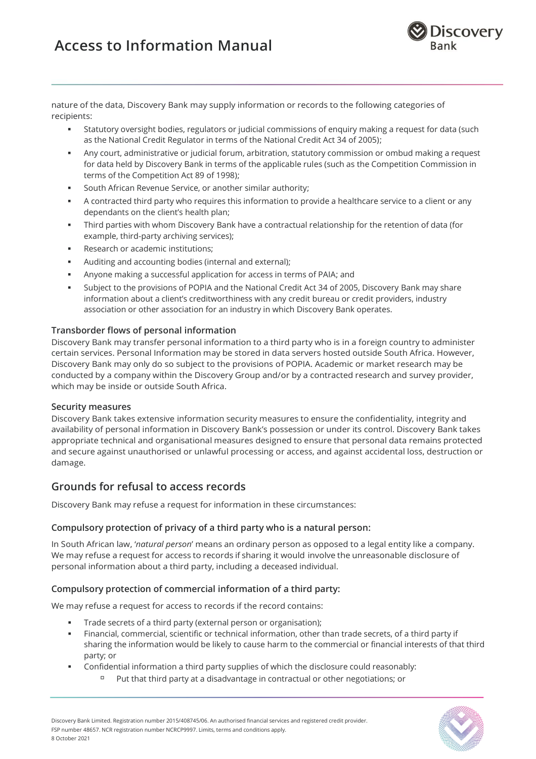nature of the data, Discovery Bank may supply information or records to the following categories of recipients:

- Statutory oversight bodies, regulators or judicial commissions of enquiry making a request for data (such as the National Credit Regulator in terms of the National Credit Act 34 of 2005);
- Any court, administrative or judicial forum, arbitration, statutory commission or ombud making a request for data held by Discovery Bank in terms of the applicable rules (such as the Competition Commission in terms of the Competition Act 89 of 1998);
- South African Revenue Service, or another similar authority;
- A contracted third party who requires this information to provide a healthcare service to a client or any dependants on the client's health plan;
- Third parties with whom Discovery Bank have a contractual relationship for the retention of data (for example, third-party archiving services);
- Research or academic institutions;
- Auditing and accounting bodies (internal and external);
- Anyone making a successful application for access in terms of PAIA; and
- Subject to the provisions of POPIA and the National Credit Act 34 of 2005, Discovery Bank may share information about a client's creditworthiness with any credit bureau or credit providers, industry association or other association for an industry in which Discovery Bank operates.

### Transborder flows of personal information

Discovery Bank may transfer personal information to a third party who is in a foreign country to administer certain services. Personal Information may be stored in data servers hosted outside South Africa. However, Discovery Bank may only do so subject to the provisions of POPIA. Academic or market research may be conducted by a company within the Discovery Group and/or by a contracted research and survey provider, which may be inside or outside South Africa.

### Security measures

Discovery Bank takes extensive information security measures to ensure the confidentiality, integrity and availability of personal information in Discovery Bank's possession or under its control. Discovery Bank takes appropriate technical and organisational measures designed to ensure that personal data remains protected and secure against unauthorised or unlawful processing or access, and against accidental loss, destruction or damage.

## Grounds for refusal to access records

Discovery Bank may refuse a request for information in these circumstances:

### Compulsory protection of privacy of a third party who is a natural person:

In South African law, '*natural person*' means an ordinary person as opposed to a legal entity like a company. We may refuse a request for access to records if sharing it would involve the unreasonable disclosure of personal information about a third party, including a deceased individual.

### Compulsory protection of commercial information of a third party:

We may refuse a request for access to records if the record contains:

- Trade secrets of a third party (external person or organisation);
- Financial, commercial, scientific or technical information, other than trade secrets, of a third party if sharing the information would be likely to cause harm to the commercial or financial interests of that third party; or
- Confidential information a third party supplies of which the disclosure could reasonably:
    - Put that third party at a disadvantage in contractual or other negotiations; or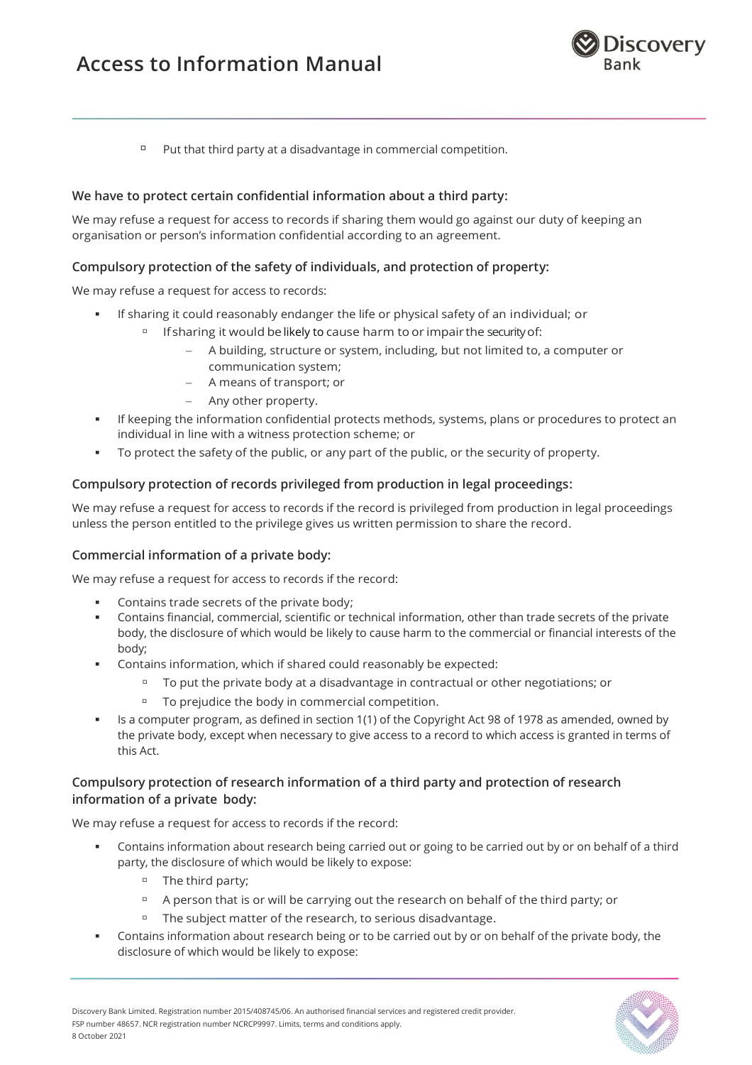- Put that third party at a disadvantage in commercial competition.

### We have to protect certain confidential information about a third party:

We may refuse a request for access to records if sharing them would go against our duty of keeping an organisation or person's information confidential according to an agreement.

### Compulsory protection of the safety of individuals, and protection of property:

We may refuse a request for access to records:

- If sharing it could reasonably endanger the life or physical safety of an individual; or
  - If sharing it would be likely to cause harm to or impair the security of:
    - A building, structure or system, including, but not limited to, a computer or communication system;
    - A means of transport; or
    - Any other property.
- If keeping the information confidential protects methods, systems, plans or procedures to protect an individual in line with a witness protection scheme; or
- To protect the safety of the public, or any part of the public, or the security of property.

### Compulsory protection of records privileged from production in legal proceedings:

We may refuse a request for access to records if the record is privileged from production in legal proceedings unless the person entitled to the privilege gives us written permission to share the record.

### Commercial information of a private body:

We may refuse a request for access to records if the record:

- Contains trade secrets of the private body;
- Contains financial, commercial, scientific or technical information, other than trade secrets of the private body, the disclosure of which would be likely to cause harm to the commercial or financial interests of the body;
- Contains information, which if shared could reasonably be expected:
  - To put the private body at a disadvantage in contractual or other negotiations; or
  - To prejudice the body in commercial competition.
- Is a computer program, as defined in section 1(1) of the Copyright Act 98 of 1978 as amended, owned by the private body, except when necessary to give access to a record to which access is granted in terms of this Act.

### Compulsory protection of research information of a third party and protection of research information of a private body:

We may refuse a request for access to records if the record:

- Contains information about research being carried out or going to be carried out by or on behalf of a third party, the disclosure of which would be likely to expose:
  - The third party;
  - A person that is or will be carrying out the research on behalf of the third party; or
  - The subject matter of the research, to serious disadvantage.
- Contains information about research being or to be carried out by or on behalf of the private body, the disclosure of which would be likely to expose: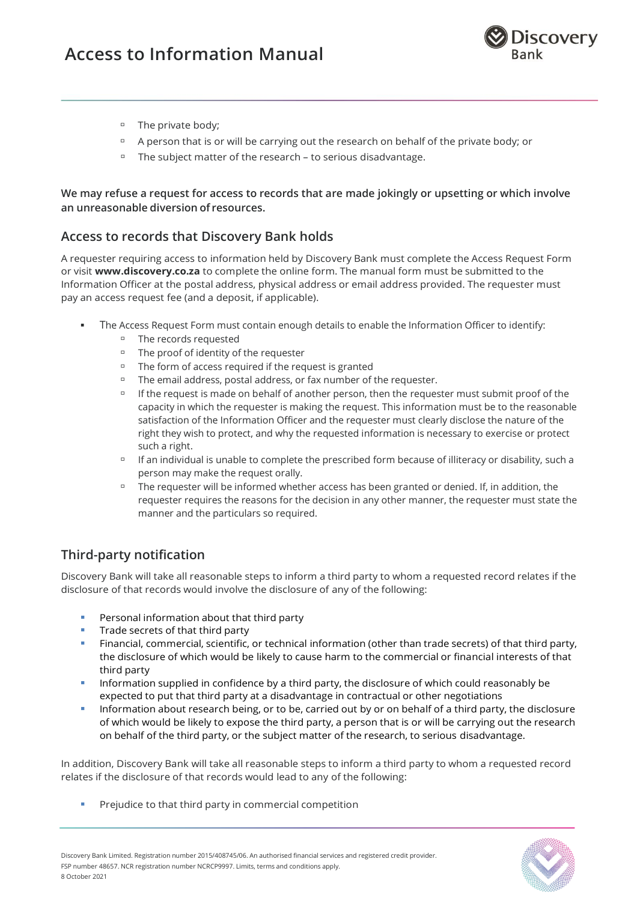- The private body;
- A person that is or will be carrying out the research on behalf of the private body; or
- The subject matter of the research – to serious disadvantage.

**We may refuse a request for access to records that are made jokingly or upsetting or which involve an unreasonable diversion of resources.**

## Access to records that Discovery Bank holds

A requester requiring access to information held by Discovery Bank must complete the Access Request Form or visit **www.discovery.co.za** to complete the online form. The manual form must be submitted to the Information Officer at the postal address, physical address or email address provided. The requester must pay an access request fee (and a deposit, if applicable).

- The Access Request Form must contain enough details to enable the Information Officer to identify:
  - The records requested
  - The proof of identity of the requester
  - The form of access required if the request is granted
  - The email address, postal address, or fax number of the requester.
  - If the request is made on behalf of another person, then the requester must submit proof of the capacity in which the requester is making the request. This information must be to the reasonable satisfaction of the Information Officer and the requester must clearly disclose the nature of the right they wish to protect, and why the requested information is necessary to exercise or protect such a right.
  - If an individual is unable to complete the prescribed form because of illiteracy or disability, such a person may make the request orally.
  - The requester will be informed whether access has been granted or denied. If, in addition, the requester requires the reasons for the decision in any other manner, the requester must state the manner and the particulars so required.

## Third-party notification

Discovery Bank will take all reasonable steps to inform a third party to whom a requested record relates if the disclosure of that records would involve the disclosure of any of the following:

- Personal information about that third party
- Trade secrets of that third party
- Financial, commercial, scientific, or technical information (other than trade secrets) of that third party, the disclosure of which would be likely to cause harm to the commercial or financial interests of that third party
- Information supplied in confidence by a third party, the disclosure of which could reasonably be expected to put that third party at a disadvantage in contractual or other negotiations
- Information about research being, or to be, carried out by or on behalf of a third party, the disclosure of which would be likely to expose the third party, a person that is or will be carrying out the research on behalf of the third party, or the subject matter of the research, to serious disadvantage.

In addition, Discovery Bank will take all reasonable steps to inform a third party to whom a requested record relates if the disclosure of that records would lead to any of the following:

- Prejudice to that third party in commercial competition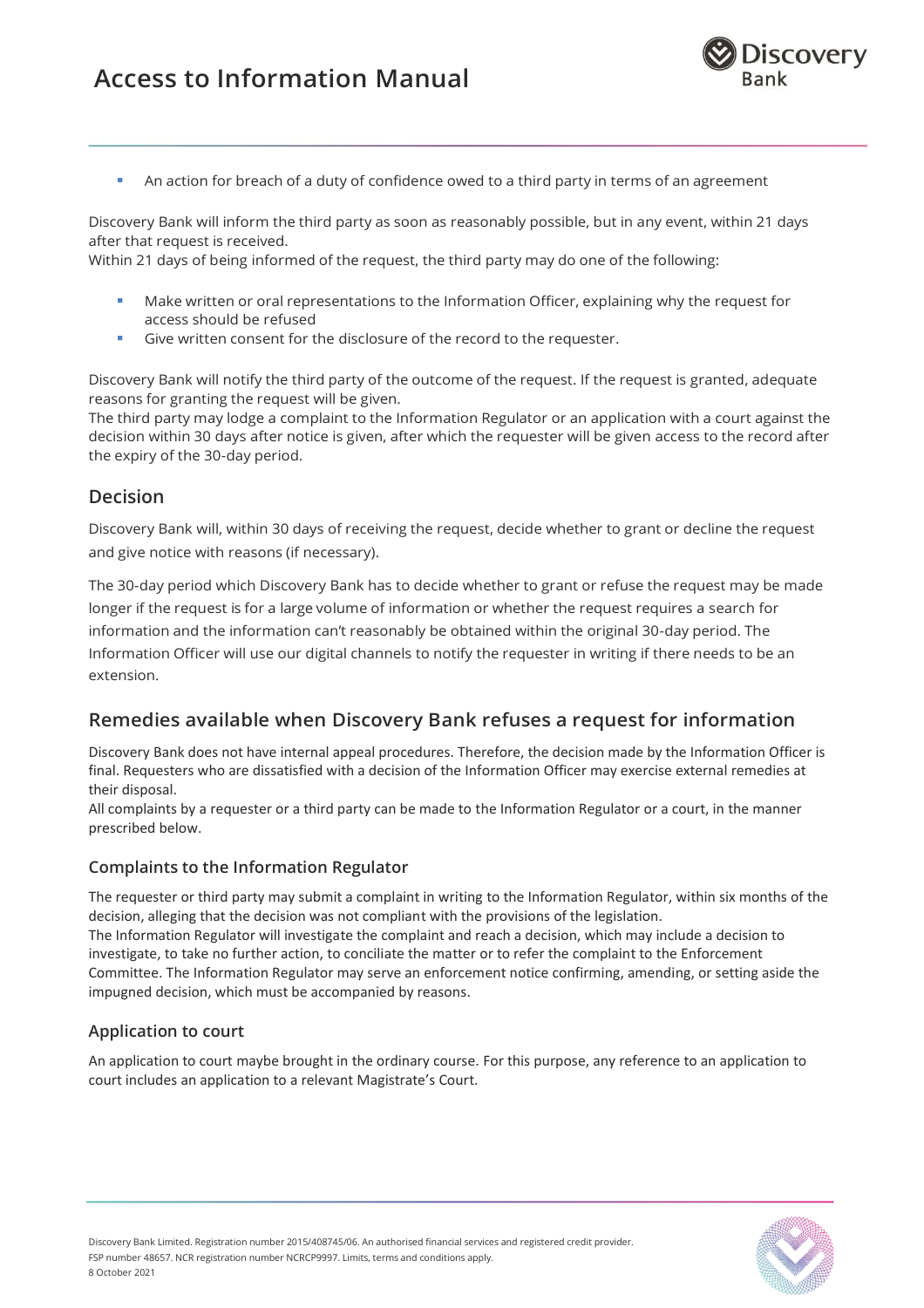- An action for breach of a duty of confidence owed to a third party in terms of an agreement

Discovery Bank will inform the third party as soon as reasonably possible, but in any event, within 21 days after that request is received.
Within 21 days of being informed of the request, the third party may do one of the following:

- Make written or oral representations to the Information Officer, explaining why the request for access should be refused
- Give written consent for the disclosure of the record to the requester.

Discovery Bank will notify the third party of the outcome of the request. If the request is granted, adequate reasons for granting the request will be given.
The third party may lodge a complaint to the Information Regulator or an application with a court against the decision within 30 days after notice is given, after which the requester will be given access to the record after the expiry of the 30-day period.

## Decision

Discovery Bank will, within 30 days of receiving the request, decide whether to grant or decline the request and give notice with reasons (if necessary).

The 30-day period which Discovery Bank has to decide whether to grant or refuse the request may be made longer if the request is for a large volume of information or whether the request requires a search for information and the information can't reasonably be obtained within the original 30-day period. The Information Officer will use our digital channels to notify the requester in writing if there needs to be an extension.

## Remedies available when Discovery Bank refuses a request for information

Discovery Bank does not have internal appeal procedures. Therefore, the decision made by the Information Officer is final. Requesters who are dissatisfied with a decision of the Information Officer may exercise external remedies at their disposal.
All complaints by a requester or a third party can be made to the Information Regulator or a court, in the manner prescribed below.

### Complaints to the Information Regulator

The requester or third party may submit a complaint in writing to the Information Regulator, within six months of the decision, alleging that the decision was not compliant with the provisions of the legislation.
The Information Regulator will investigate the complaint and reach a decision, which may include a decision to investigate, to take no further action, to conciliate the matter or to refer the complaint to the Enforcement Committee. The Information Regulator may serve an enforcement notice confirming, amending, or setting aside the impugned decision, which must be accompanied by reasons.

### Application to court

An application to court maybe brought in the ordinary course. For this purpose, any reference to an application to court includes an application to a relevant Magistrate's Court.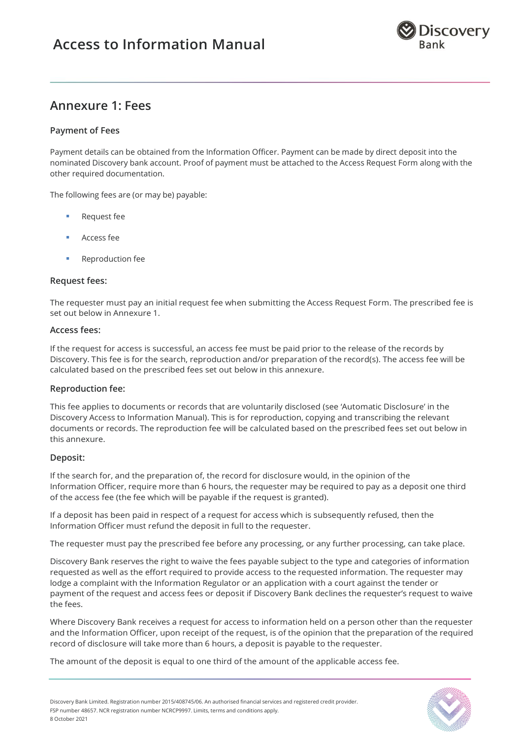## Annexure 1: Fees

### Payment of Fees

Payment details can be obtained from the Information Officer. Payment can be made by direct deposit into the nominated Discovery bank account. Proof of payment must be attached to the Access Request Form along with the other required documentation.

The following fees are (or may be) payable:

- Request fee
- Access fee
- Reproduction fee

### Request fees:

The requester must pay an initial request fee when submitting the Access Request Form. The prescribed fee is set out below in Annexure 1.

### Access fees:

If the request for access is successful, an access fee must be paid prior to the release of the records by Discovery. This fee is for the search, reproduction and/or preparation of the record(s). The access fee will be calculated based on the prescribed fees set out below in this annexure.

### Reproduction fee:

This fee applies to documents or records that are voluntarily disclosed (see 'Automatic Disclosure' in the Discovery Access to Information Manual). This is for reproduction, copying and transcribing the relevant documents or records. The reproduction fee will be calculated based on the prescribed fees set out below in this annexure.

### Deposit:

If the search for, and the preparation of, the record for disclosure would, in the opinion of the Information Officer, require more than 6 hours, the requester may be required to pay as a deposit one third of the access fee (the fee which will be payable if the request is granted).

If a deposit has been paid in respect of a request for access which is subsequently refused, then the Information Officer must refund the deposit in full to the requester.

The requester must pay the prescribed fee before any processing, or any further processing, can take place.

Discovery Bank reserves the right to waive the fees payable subject to the type and categories of information requested as well as the effort required to provide access to the requested information. The requester may lodge a complaint with the Information Regulator or an application with a court against the tender or payment of the request and access fees or deposit if Discovery Bank declines the requester's request to waive the fees.

Where Discovery Bank receives a request for access to information held on a person other than the requester and the Information Officer, upon receipt of the request, is of the opinion that the preparation of the required record of disclosure will take more than 6 hours, a deposit is payable to the requester.

The amount of the deposit is equal to one third of the amount of the applicable access fee.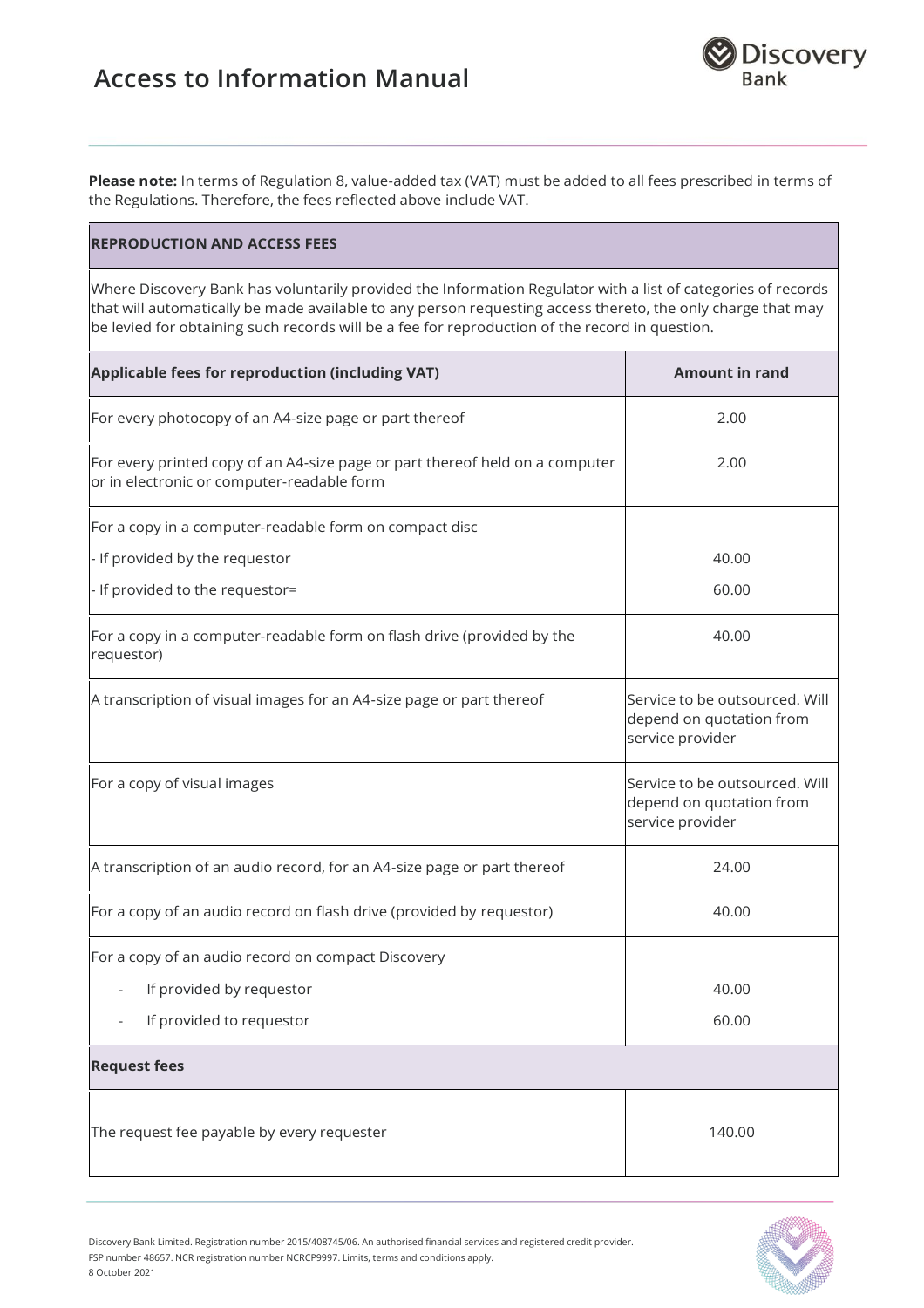**Please note:** In terms of Regulation 8, value-added tax (VAT) must be added to all fees prescribed in terms of the Regulations. Therefore, the fees reflected above include VAT.

| REPRODUCTION AND ACCESS FEES | |
|---|---|
| Where Discovery Bank has voluntarily provided the Information Regulator with a list of categories of records that will automatically be made available to any person requesting access thereto, the only charge that may be levied for obtaining such records will be a fee for reproduction of the record in question. | |
| **Applicable fees for reproduction (including VAT)** | **Amount in rand** |
| For every photocopy of an A4-size page or part thereof | 2.00 |
| For every printed copy of an A4-size page or part thereof held on a computer or in electronic or computer-readable form | 2.00 |
| For a copy in a computer-readable form on compact disc | |
| - If provided by the requestor | 40.00 |
| - If provided to the requestor= | 60.00 |
| For a copy in a computer-readable form on flash drive (provided by the requestor) | 40.00 |
| A transcription of visual images for an A4-size page or part thereof | Service to be outsourced. Will depend on quotation from service provider |
| For a copy of visual images | Service to be outsourced. Will depend on quotation from service provider |
| A transcription of an audio record, for an A4-size page or part thereof | 24.00 |
| For a copy of an audio record on flash drive (provided by requestor) | 40.00 |
| For a copy of an audio record on compact Discovery | |
| - If provided by requestor | 40.00 |
| - If provided to requestor | 60.00 |
| **Request fees** | |
| The request fee payable by every requester | 140.00 |

Discovery Bank Limited. Registration number 2015/408745/06. An authorised financial services and registered credit provider. FSP number 48657. NCR registration number NCRCP9997. Limits, terms and conditions apply.
8 October 2021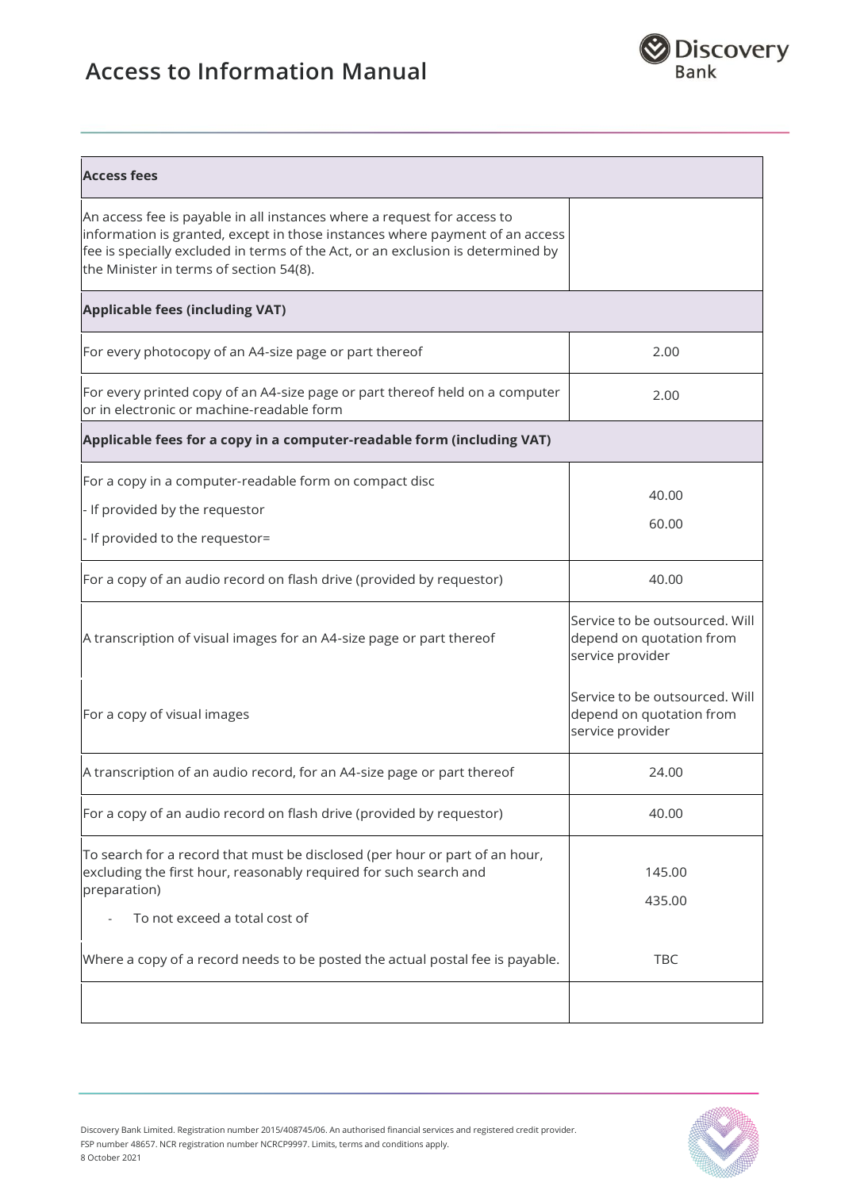| **Access fees** | |
|---|---|
| An access fee is payable in all instances where a request for access to information is granted, except in those instances where payment of an access fee is specially excluded in terms of the Act, or an exclusion is determined by the Minister in terms of section 54(8). | |
| **Applicable fees (including VAT)** | |
| For every photocopy of an A4-size page or part thereof | 2.00 |
| For every printed copy of an A4-size page or part thereof held on a computer or in electronic or machine-readable form | 2.00 |
| **Applicable fees for a copy in a computer-readable form (including VAT)** | |
| For a copy in a computer-readable form on compact disc<br>- If provided by the requestor<br>- If provided to the requestor= | 40.00<br>60.00 |
| For a copy of an audio record on flash drive (provided by requestor) | 40.00 |
| A transcription of visual images for an A4-size page or part thereof | Service to be outsourced. Will depend on quotation from service provider |
| For a copy of visual images | Service to be outsourced. Will depend on quotation from service provider |
| A transcription of an audio record, for an A4-size page or part thereof | 24.00 |
| For a copy of an audio record on flash drive (provided by requestor) | 40.00 |
| To search for a record that must be disclosed (per hour or part of an hour, excluding the first hour, reasonably required for such search and preparation)<br>- To not exceed a total cost of | 145.00<br>435.00 |
| Where a copy of a record needs to be posted the actual postal fee is payable. | TBC |
| | |

Discovery Bank Limited. Registration number 2015/408745/06. An authorised financial services and registered credit provider.
FSP number 48657. NCR registration number NCRCP9997. Limits, terms and conditions apply.
8 October 2021